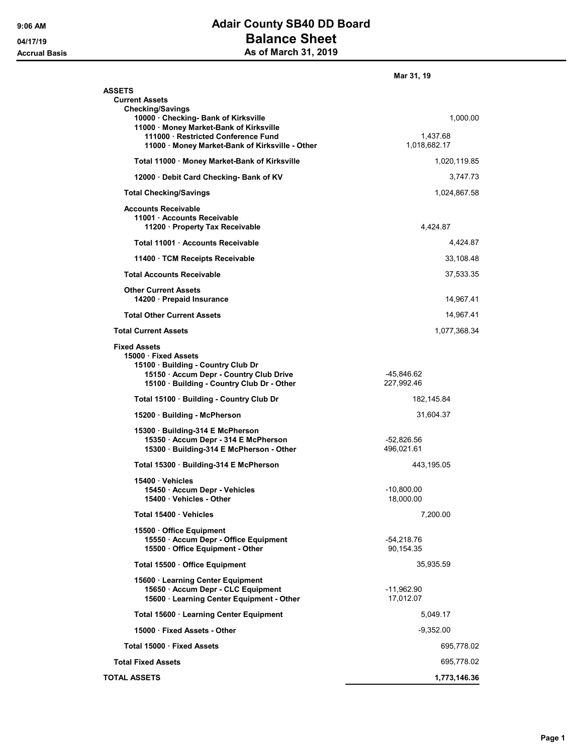# Adair County SB40 DD Board

## Balance Sheet

### As of March 31, 2019

9:06 AM
04/17/19
Accrual Basis

| | | Mar 31, 19 |
|---|---|---|
| **ASSETS** | | |
| **Current Assets** | | |
| **Checking/Savings** | | |
| 10000 · Checking- Bank of Kirksville | | 1,000.00 |
| 11000 · Money Market-Bank of Kirksville | | |
| 111000 · Restricted Conference Fund | 1,437.68 | |
| 11000 · Money Market-Bank of Kirksville - Other | 1,018,682.17 | |
| Total 11000 · Money Market-Bank of Kirksville | | 1,020,119.85 |
| 12000 · Debit Card Checking- Bank of KV | | 3,747.73 |
| **Total Checking/Savings** | | 1,024,867.58 |
| **Accounts Receivable** | | |
| 11001 · Accounts Receivable | | |
| 11200 · Property Tax Receivable | 4,424.87 | |
| Total 11001 · Accounts Receivable | | 4,424.87 |
| 11400 · TCM Receipts Receivable | | 33,108.48 |
| **Total Accounts Receivable** | | 37,533.35 |
| **Other Current Assets** | | |
| 14200 · Prepaid Insurance | | 14,967.41 |
| **Total Other Current Assets** | | 14,967.41 |
| **Total Current Assets** | | 1,077,368.34 |
| **Fixed Assets** | | |
| 15000 · Fixed Assets | | |
| 15100 · Building - Country Club Dr | | |
| 15150 · Accum Depr - Country Club Drive | -45,846.62 | |
| 15100 · Building - Country Club Dr - Other | 227,992.46 | |
| Total 15100 · Building - Country Club Dr | 182,145.84 | |
| 15200 · Building - McPherson | 31,604.37 | |
| 15300 · Building-314 E McPherson | | |
| 15350 · Accum Depr - 314 E McPherson | -52,826.56 | |
| 15300 · Building-314 E McPherson - Other | 496,021.61 | |
| Total 15300 · Building-314 E McPherson | 443,195.05 | |
| 15400 · Vehicles | | |
| 15450 · Accum Depr - Vehicles | -10,800.00 | |
| 15400 · Vehicles - Other | 18,000.00 | |
| Total 15400 · Vehicles | 7,200.00 | |
| 15500 · Office Equipment | | |
| 15550 · Accum Depr - Office Equipment | -54,218.76 | |
| 15500 · Office Equipment - Other | 90,154.35 | |
| Total 15500 · Office Equipment | 35,935.59 | |
| 15600 · Learning Center Equipment | | |
| 15650 · Accum Depr - CLC Equipment | -11,962.90 | |
| 15600 · Learning Center Equipment - Other | 17,012.07 | |
| Total 15600 · Learning Center Equipment | 5,049.17 | |
| 15000 · Fixed Assets - Other | -9,352.00 | |
| Total 15000 · Fixed Assets | | 695,778.02 |
| **Total Fixed Assets** | | 695,778.02 |
| **TOTAL ASSETS** | | **1,773,146.36** |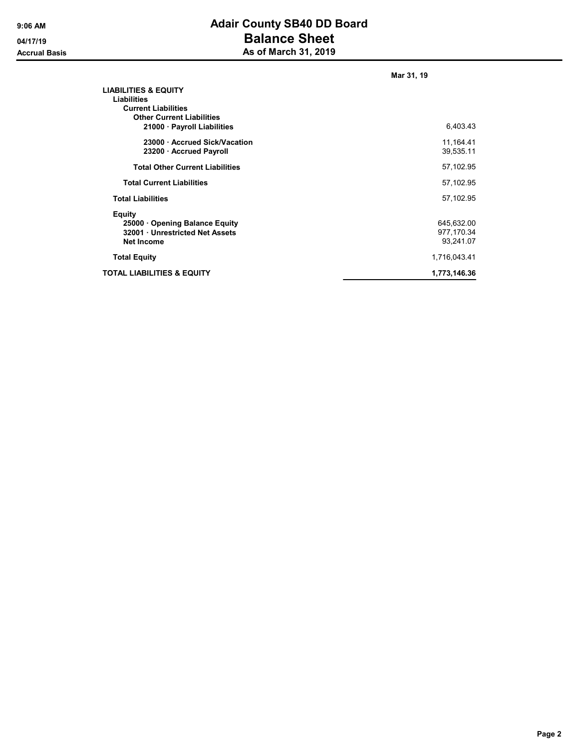9:06 AM
04/17/19
Accrual Basis

# Adair County SB40 DD Board
## Balance Sheet
### As of March 31, 2019

| | Mar 31, 19 |
|---|---|
| **LIABILITIES & EQUITY** | |
| **Liabilities** | |
| **Current Liabilities** | |
| **Other Current Liabilities** | |
| **21000 · Payroll Liabilities** | 6,403.43 |
| **23000 · Accrued Sick/Vacation** | 11,164.41 |
| **23200 · Accrued Payroll** | 39,535.11 |
| **Total Other Current Liabilities** | 57,102.95 |
| **Total Current Liabilities** | 57,102.95 |
| **Total Liabilities** | 57,102.95 |
| **Equity** | |
| **25000 · Opening Balance Equity** | 645,632.00 |
| **32001 · Unrestricted Net Assets** | 977,170.34 |
| **Net Income** | 93,241.07 |
| **Total Equity** | 1,716,043.41 |
| **TOTAL LIABILITIES & EQUITY** | **1,773,146.36** |